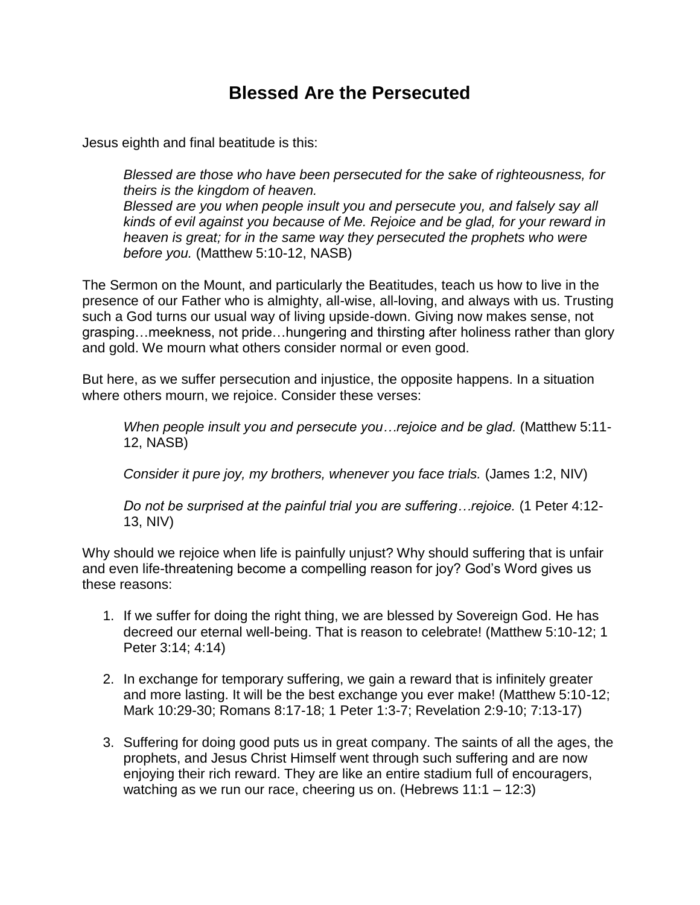# Blessed Are the Persecuted

Jesus eighth and final beatitude is this:

> *Blessed are those who have been persecuted for the sake of righteousness, for theirs is the kingdom of heaven.*
> *Blessed are you when people insult you and persecute you, and falsely say all kinds of evil against you because of Me. Rejoice and be glad, for your reward in heaven is great; for in the same way they persecuted the prophets who were before you.* (Matthew 5:10-12, NASB)

The Sermon on the Mount, and particularly the Beatitudes, teach us how to live in the presence of our Father who is almighty, all-wise, all-loving, and always with us. Trusting such a God turns our usual way of living upside-down. Giving now makes sense, not grasping…meekness, not pride…hungering and thirsting after holiness rather than glory and gold. We mourn what others consider normal or even good.

But here, as we suffer persecution and injustice, the opposite happens. In a situation where others mourn, we rejoice. Consider these verses:

> *When people insult you and persecute you…rejoice and be glad.* (Matthew 5:11-12, NASB)
>
> *Consider it pure joy, my brothers, whenever you face trials.* (James 1:2, NIV)
>
> *Do not be surprised at the painful trial you are suffering…rejoice.* (1 Peter 4:12-13, NIV)

Why should we rejoice when life is painfully unjust? Why should suffering that is unfair and even life-threatening become a compelling reason for joy? God's Word gives us these reasons:

1. If we suffer for doing the right thing, we are blessed by Sovereign God. He has decreed our eternal well-being. That is reason to celebrate! (Matthew 5:10-12; 1 Peter 3:14; 4:14)

2. In exchange for temporary suffering, we gain a reward that is infinitely greater and more lasting. It will be the best exchange you ever make! (Matthew 5:10-12; Mark 10:29-30; Romans 8:17-18; 1 Peter 1:3-7; Revelation 2:9-10; 7:13-17)

3. Suffering for doing good puts us in great company. The saints of all the ages, the prophets, and Jesus Christ Himself went through such suffering and are now enjoying their rich reward. They are like an entire stadium full of encouragers, watching as we run our race, cheering us on. (Hebrews 11:1 – 12:3)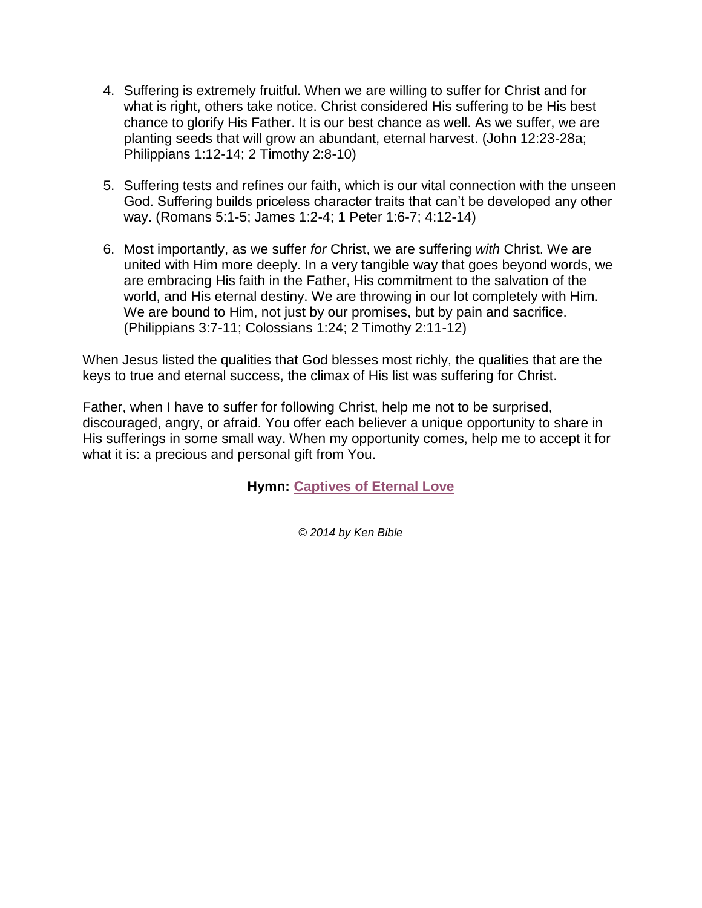4. Suffering is extremely fruitful. When we are willing to suffer for Christ and for what is right, others take notice. Christ considered His suffering to be His best chance to glorify His Father. It is our best chance as well. As we suffer, we are planting seeds that will grow an abundant, eternal harvest. (John 12:23-28a; Philippians 1:12-14; 2 Timothy 2:8-10)

5. Suffering tests and refines our faith, which is our vital connection with the unseen God. Suffering builds priceless character traits that can't be developed any other way. (Romans 5:1-5; James 1:2-4; 1 Peter 1:6-7; 4:12-14)

6. Most importantly, as we suffer *for* Christ, we are suffering *with* Christ. We are united with Him more deeply. In a very tangible way that goes beyond words, we are embracing His faith in the Father, His commitment to the salvation of the world, and His eternal destiny. We are throwing in our lot completely with Him. We are bound to Him, not just by our promises, but by pain and sacrifice. (Philippians 3:7-11; Colossians 1:24; 2 Timothy 2:11-12)

When Jesus listed the qualities that God blesses most richly, the qualities that are the keys to true and eternal success, the climax of His list was suffering for Christ.

Father, when I have to suffer for following Christ, help me not to be surprised, discouraged, angry, or afraid. You offer each believer a unique opportunity to share in His sufferings in some small way. When my opportunity comes, help me to accept it for what it is: a precious and personal gift from You.

**Hymn: Captives of Eternal Love**

*© 2014 by Ken Bible*